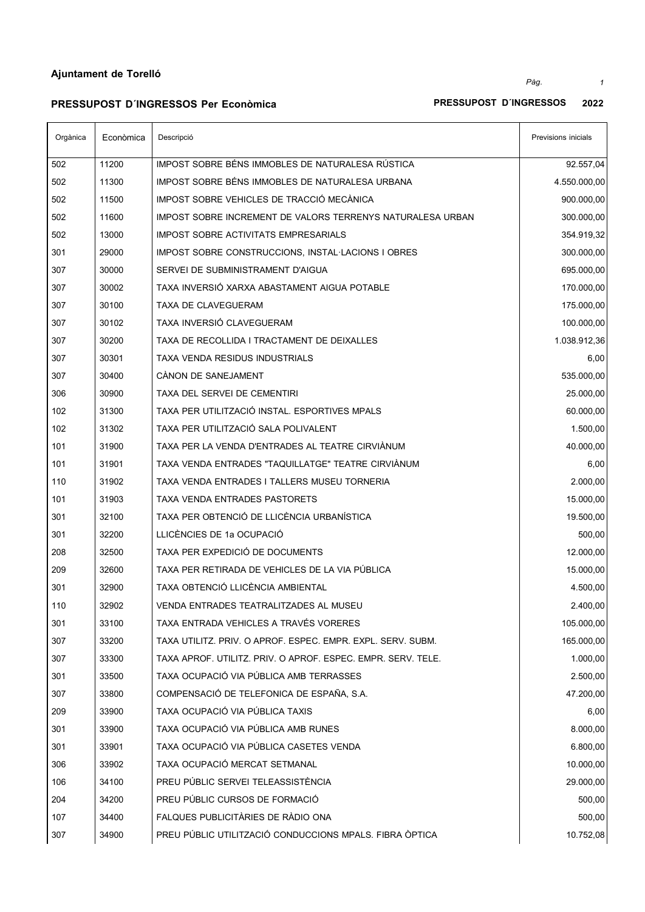**Ajuntament de Torelló**

**PRESSUPOST D´INGRESSOS Per Econòmica** **PRESSUPOST D´INGRESSOS 2022**

| Orgànica | Econòmica | Descripció | Previsions inicials |
|---|---|---|---|
| 502 | 11200 | IMPOST SOBRE BÉNS IMMOBLES DE NATURALESA RÚSTICA | 92.557,04 |
| 502 | 11300 | IMPOST SOBRE BÉNS IMMOBLES DE NATURALESA URBANA | 4.550.000,00 |
| 502 | 11500 | IMPOST SOBRE VEHICLES DE TRACCIÓ MECÀNICA | 900.000,00 |
| 502 | 11600 | IMPOST SOBRE INCREMENT DE VALORS TERRENYS NATURALESA URBAN | 300.000,00 |
| 502 | 13000 | IMPOST SOBRE ACTIVITATS EMPRESARIALS | 354.919,32 |
| 301 | 29000 | IMPOST SOBRE CONSTRUCCIONS, INSTAL·LACIONS I OBRES | 300.000,00 |
| 307 | 30000 | SERVEI DE SUBMINISTRAMENT D'AIGUA | 695.000,00 |
| 307 | 30002 | TAXA INVERSIÓ XARXA ABASTAMENT AIGUA POTABLE | 170.000,00 |
| 307 | 30100 | TAXA DE CLAVEGUERAM | 175.000,00 |
| 307 | 30102 | TAXA INVERSIÓ CLAVEGUERAM | 100.000,00 |
| 307 | 30200 | TAXA DE RECOLLIDA I TRACTAMENT DE DEIXALLES | 1.038.912,36 |
| 307 | 30301 | TAXA VENDA RESIDUS INDUSTRIALS | 6,00 |
| 307 | 30400 | CÀNON DE SANEJAMENT | 535.000,00 |
| 306 | 30900 | TAXA DEL SERVEI DE CEMENTIRI | 25.000,00 |
| 102 | 31300 | TAXA PER UTILITZACIÓ INSTAL. ESPORTIVES MPALS | 60.000,00 |
| 102 | 31302 | TAXA PER UTILITZACIÓ SALA POLIVALENT | 1.500,00 |
| 101 | 31900 | TAXA PER LA VENDA D'ENTRADES AL TEATRE CIRVIÀNUM | 40.000,00 |
| 101 | 31901 | TAXA VENDA ENTRADES "TAQUILLATGE" TEATRE CIRVIÀNUM | 6,00 |
| 110 | 31902 | TAXA VENDA ENTRADES I TALLERS MUSEU TORNERIA | 2.000,00 |
| 101 | 31903 | TAXA VENDA ENTRADES PASTORETS | 15.000,00 |
| 301 | 32100 | TAXA PER OBTENCIÓ DE LLICÈNCIA URBANÍSTICA | 19.500,00 |
| 301 | 32200 | LLICÈNCIES DE 1a OCUPACIÓ | 500,00 |
| 208 | 32500 | TAXA PER EXPEDICIÓ DE DOCUMENTS | 12.000,00 |
| 209 | 32600 | TAXA PER RETIRADA DE VEHICLES DE LA VIA PÚBLICA | 15.000,00 |
| 301 | 32900 | TAXA OBTENCIÓ LLICÈNCIA AMBIENTAL | 4.500,00 |
| 110 | 32902 | VENDA ENTRADES TEATRALITZADES AL MUSEU | 2.400,00 |
| 301 | 33100 | TAXA ENTRADA VEHICLES A TRAVÉS VORERES | 105.000,00 |
| 307 | 33200 | TAXA UTILITZ. PRIV. O APROF. ESPEC. EMPR. EXPL. SERV. SUBM. | 165.000,00 |
| 307 | 33300 | TAXA APROF. UTILITZ. PRIV. O APROF. ESPEC. EMPR. SERV. TELE. | 1.000,00 |
| 301 | 33500 | TAXA OCUPACIÓ VIA PÚBLICA AMB TERRASSES | 2.500,00 |
| 307 | 33800 | COMPENSACIÓ DE TELEFONICA DE ESPAÑA, S.A. | 47.200,00 |
| 209 | 33900 | TAXA OCUPACIÓ VIA PÚBLICA TAXIS | 6,00 |
| 301 | 33900 | TAXA OCUPACIÓ VIA PÚBLICA AMB RUNES | 8.000,00 |
| 301 | 33901 | TAXA OCUPACIÓ VIA PÚBLICA CASETES VENDA | 6.800,00 |
| 306 | 33902 | TAXA OCUPACIÓ MERCAT SETMANAL | 10.000,00 |
| 106 | 34100 | PREU PÚBLIC SERVEI TELEASSISTÈNCIA | 29.000,00 |
| 204 | 34200 | PREU PÚBLIC CURSOS DE FORMACIÓ | 500,00 |
| 107 | 34400 | FALQUES PUBLICITÀRIES DE RÀDIO ONA | 500,00 |
| 307 | 34900 | PREU PÚBLIC UTILITZACIÓ CONDUCCIONS MPALS. FIBRA ÒPTICA | 10.752,08 |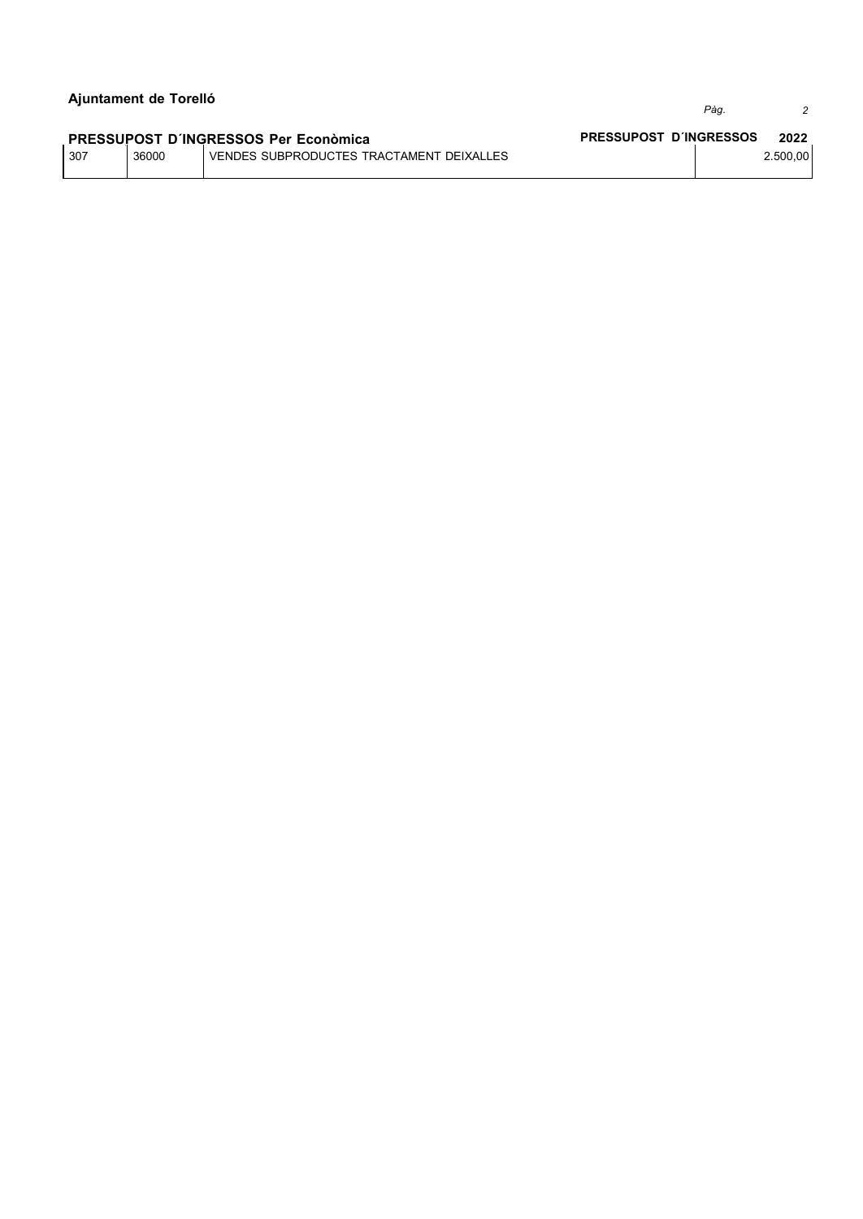**Ajuntament de Torelló**

**PRESSUPOST D´INGRESSOS Per Econòmica** | **PRESSUPOST D´INGRESSOS 2022**

| | | | |
|---|---|---|---|
| 307 | 36000 | VENDES SUBPRODUCTES TRACTAMENT DEIXALLES | 2.500,00 |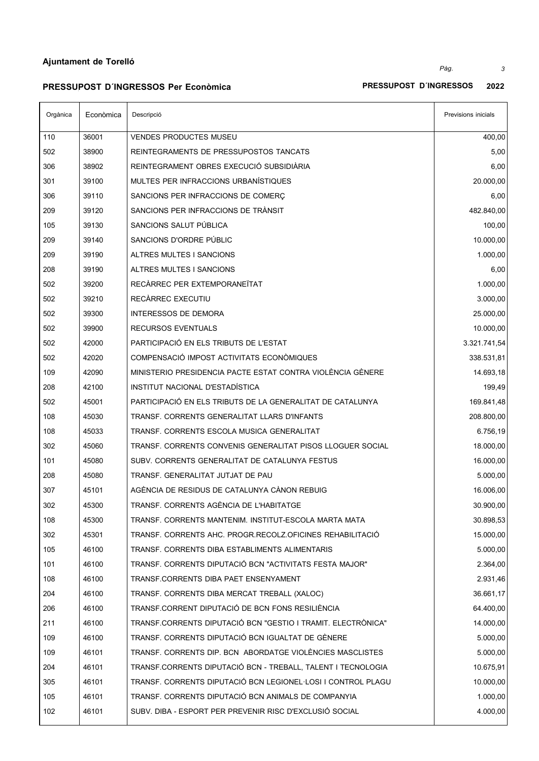**Ajuntament de Torelló**

**PRESSUPOST D´INGRESSOS Per Econòmica** **PRESSUPOST D´INGRESSOS 2022**

| Orgànica | Econòmica | Descripció | Previsions inicials |
|---|---|---|---|
| 110 | 36001 | VENDES PRODUCTES MUSEU | 400,00 |
| 502 | 38900 | REINTEGRAMENTS DE PRESSUPOSTOS TANCATS | 5,00 |
| 306 | 38902 | REINTEGRAMENT OBRES EXECUCIÓ SUBSIDIÀRIA | 6,00 |
| 301 | 39100 | MULTES PER INFRACCIONS URBANÍSTIQUES | 20.000,00 |
| 306 | 39110 | SANCIONS PER INFRACCIONS DE COMERÇ | 6,00 |
| 209 | 39120 | SANCIONS PER INFRACCIONS DE TRÀNSIT | 482.840,00 |
| 105 | 39130 | SANCIONS SALUT PÚBLICA | 100,00 |
| 209 | 39140 | SANCIONS D'ORDRE PÚBLIC | 10.000,00 |
| 209 | 39190 | ALTRES MULTES I SANCIONS | 1.000,00 |
| 208 | 39190 | ALTRES MULTES I SANCIONS | 6,00 |
| 502 | 39200 | RECÀRREC PER EXTEMPORANEÏTAT | 1.000,00 |
| 502 | 39210 | RECÀRREC EXECUTIU | 3.000,00 |
| 502 | 39300 | INTERESSOS DE DEMORA | 25.000,00 |
| 502 | 39900 | RECURSOS EVENTUALS | 10.000,00 |
| 502 | 42000 | PARTICIPACIÓ EN ELS TRIBUTS DE L'ESTAT | 3.321.741,54 |
| 502 | 42020 | COMPENSACIÓ IMPOST ACTIVITATS ECONÒMIQUES | 338.531,81 |
| 109 | 42090 | MINISTERIO PRESIDENCIA PACTE ESTAT CONTRA VIOLÈNCIA GÈNERE | 14.693,18 |
| 208 | 42100 | INSTITUT NACIONAL D'ESTADÍSTICA | 199,49 |
| 502 | 45001 | PARTICIPACIÓ EN ELS TRIBUTS DE LA GENERALITAT DE CATALUNYA | 169.841,48 |
| 108 | 45030 | TRANSF. CORRENTS GENERALITAT LLARS D'INFANTS | 208.800,00 |
| 108 | 45033 | TRANSF. CORRENTS ESCOLA MUSICA GENERALITAT | 6.756,19 |
| 302 | 45060 | TRANSF. CORRENTS CONVENIS GENERALITAT PISOS LLOGUER SOCIAL | 18.000,00 |
| 101 | 45080 | SUBV. CORRENTS GENERALITAT DE CATALUNYA FESTUS | 16.000,00 |
| 208 | 45080 | TRANSF. GENERALITAT JUTJAT DE PAU | 5.000,00 |
| 307 | 45101 | AGÈNCIA DE RESIDUS DE CATALUNYA CÀNON REBUIG | 16.006,00 |
| 302 | 45300 | TRANSF. CORRENTS AGÈNCIA DE L'HABITATGE | 30.900,00 |
| 108 | 45300 | TRANSF. CORRENTS MANTENIM. INSTITUT-ESCOLA MARTA MATA | 30.898,53 |
| 302 | 45301 | TRANSF. CORRENTS AHC. PROGR.RECOLZ.OFICINES REHABILITACIÓ | 15.000,00 |
| 105 | 46100 | TRANSF. CORRENTS DIBA ESTABLIMENTS ALIMENTARIS | 5.000,00 |
| 101 | 46100 | TRANSF. CORRENTS DIPUTACIÓ BCN "ACTIVITATS FESTA MAJOR" | 2.364,00 |
| 108 | 46100 | TRANSF.CORRENTS DIBA PAET ENSENYAMENT | 2.931,46 |
| 204 | 46100 | TRANSF. CORRENTS DIBA MERCAT TREBALL (XALOC) | 36.661,17 |
| 206 | 46100 | TRANSF.CORRENT DIPUTACIÓ DE BCN FONS RESILIÈNCIA | 64.400,00 |
| 211 | 46100 | TRANSF.CORRENTS DIPUTACIÓ BCN "GESTIO I TRAMIT. ELECTRÒNICA" | 14.000,00 |
| 109 | 46100 | TRANSF. CORRENTS DIPUTACIÓ BCN IGUALTAT DE GÈNERE | 5.000,00 |
| 109 | 46101 | TRANSF. CORRENTS DIP. BCN ABORDATGE VIOLÈNCIES MASCLISTES | 5.000,00 |
| 204 | 46101 | TRANSF.CORRENTS DIPUTACIÓ BCN - TREBALL, TALENT I TECNOLOGIA | 10.675,91 |
| 305 | 46101 | TRANSF. CORRENTS DIPUTACIÓ BCN LEGIONEL·LOSI I CONTROL PLAGU | 10.000,00 |
| 105 | 46101 | TRANSF. CORRENTS DIPUTACIÓ BCN ANIMALS DE COMPANYIA | 1.000,00 |
| 102 | 46101 | SUBV. DIBA - ESPORT PER PREVENIR RISC D'EXCLUSIÓ SOCIAL | 4.000,00 |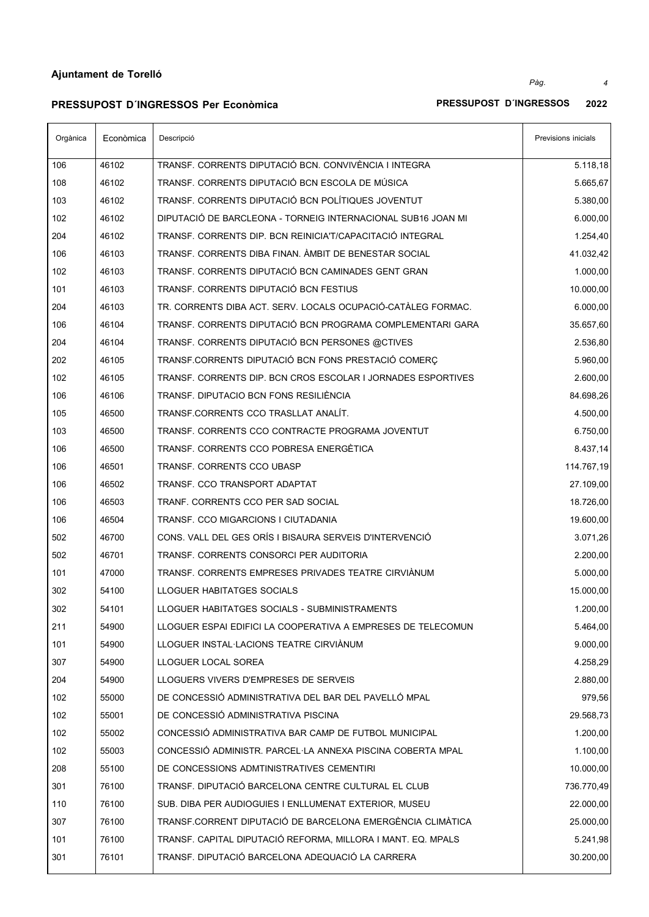**Ajuntament de Torelló**

**PRESSUPOST D´INGRESSOS Per Econòmica** | **PRESSUPOST D´INGRESSOS 2022**

| Orgànica | Econòmica | Descripció | Previsions inicials |
|---|---|---|---|
| 106 | 46102 | TRANSF. CORRENTS DIPUTACIÓ BCN. CONVIVÈNCIA I INTEGRA | 5.118,18 |
| 108 | 46102 | TRANSF. CORRENTS DIPUTACIÓ BCN ESCOLA DE MÚSICA | 5.665,67 |
| 103 | 46102 | TRANSF. CORRENTS DIPUTACIÓ BCN POLÍTIQUES JOVENTUT | 5.380,00 |
| 102 | 46102 | DIPUTACIÓ DE BARCELEONA - TORNEIG INTERNACIONAL SUB16 JOAN MI | 6.000,00 |
| 204 | 46102 | TRANSF. CORRENTS DIP. BCN REINICIA'T/CAPACITACIÓ INTEGRAL | 1.254,40 |
| 106 | 46103 | TRANSF. CORRENTS DIBA FINAN. ÀMBIT DE BENESTAR SOCIAL | 41.032,42 |
| 102 | 46103 | TRANSF. CORRENTS DIPUTACIÓ BCN CAMINADES GENT GRAN | 1.000,00 |
| 101 | 46103 | TRANSF. CORRENTS DIPUTACIÓ BCN FESTIUS | 10.000,00 |
| 204 | 46103 | TR. CORRENTS DIBA ACT. SERV. LOCALS OCUPACIÓ-CATÀLEG FORMAC. | 6.000,00 |
| 106 | 46104 | TRANSF. CORRENTS DIPUTACIÓ BCN PROGRAMA COMPLEMENTARI GARA | 35.657,60 |
| 204 | 46104 | TRANSF. CORRENTS DIPUTACIÓ BCN PERSONES @CTIVES | 2.536,80 |
| 202 | 46105 | TRANSF.CORRENTS DIPUTACIÓ BCN FONS PRESTACIÓ COMERÇ | 5.960,00 |
| 102 | 46105 | TRANSF. CORRENTS DIP. BCN CROS ESCOLAR I JORNADES ESPORTIVES | 2.600,00 |
| 106 | 46106 | TRANSF. DIPUTACIO BCN FONS RESILIÈNCIA | 84.698,26 |
| 105 | 46500 | TRANSF.CORRENTS CCO TRASLLAT ANALÍT. | 4.500,00 |
| 103 | 46500 | TRANSF. CORRENTS CCO CONTRACTE PROGRAMA JOVENTUT | 6.750,00 |
| 106 | 46500 | TRANSF. CORRENTS CCO POBRESA ENERGÈTICA | 8.437,14 |
| 106 | 46501 | TRANSF. CORRENTS CCO UBASP | 114.767,19 |
| 106 | 46502 | TRANSF. CCO TRANSPORT ADAPTAT | 27.109,00 |
| 106 | 46503 | TRANF. CORRENTS CCO PER SAD SOCIAL | 18.726,00 |
| 106 | 46504 | TRANSF. CCO MIGARCIONS I CIUTADANIA | 19.600,00 |
| 502 | 46700 | CONS. VALL DEL GES ORÍS I BISAURA SERVEIS D'INTERVENCIÓ | 3.071,26 |
| 502 | 46701 | TRANSF. CORRENTS CONSORCI PER AUDITORIA | 2.200,00 |
| 101 | 47000 | TRANSF. CORRENTS EMPRESES PRIVADES TEATRE CIRVIÀNUM | 5.000,00 |
| 302 | 54100 | LLOGUER HABITATGES SOCIALS | 15.000,00 |
| 302 | 54101 | LLOGUER HABITATGES SOCIALS - SUBMINISTRAMENTS | 1.200,00 |
| 211 | 54900 | LLOGUER ESPAI EDIFICI LA COOPERATIVA A EMPRESES DE TELECOMUN | 5.464,00 |
| 101 | 54900 | LLOGUER INSTAL·LACIONS TEATRE CIRVIÀNUM | 9.000,00 |
| 307 | 54900 | LLOGUER LOCAL SOREA | 4.258,29 |
| 204 | 54900 | LLOGUERS VIVERS D'EMPRESES DE SERVEIS | 2.880,00 |
| 102 | 55000 | DE CONCESSIÓ ADMINISTRATIVA DEL BAR DEL PAVELLÓ MPAL | 979,56 |
| 102 | 55001 | DE CONCESSIÓ ADMINISTRATIVA PISCINA | 29.568,73 |
| 102 | 55002 | CONCESSIÓ ADMINISTRATIVA BAR CAMP DE FUTBOL MUNICIPAL | 1.200,00 |
| 102 | 55003 | CONCESSIÓ ADMINISTR. PARCEL·LA ANNEXA PISCINA COBERTA MPAL | 1.100,00 |
| 208 | 55100 | DE CONCESSIONS ADMTINISTRATIVES CEMENTIRI | 10.000,00 |
| 301 | 76100 | TRANSF. DIPUTACIÓ BARCELONA CENTRE CULTURAL EL CLUB | 736.770,49 |
| 110 | 76100 | SUB. DIBA PER AUDIOGUIES I ENLLUMENAT EXTERIOR, MUSEU | 22.000,00 |
| 307 | 76100 | TRANSF.CORRENT DIPUTACIÓ DE BARCELONA EMERGÈNCIA CLIMÀTICA | 25.000,00 |
| 101 | 76100 | TRANSF. CAPITAL DIPUTACIÓ REFORMA, MILLORA I MANT. EQ. MPALS | 5.241,98 |
| 301 | 76101 | TRANSF. DIPUTACIÓ BARCELONA ADEQUACIÓ LA CARRERA | 30.200,00 |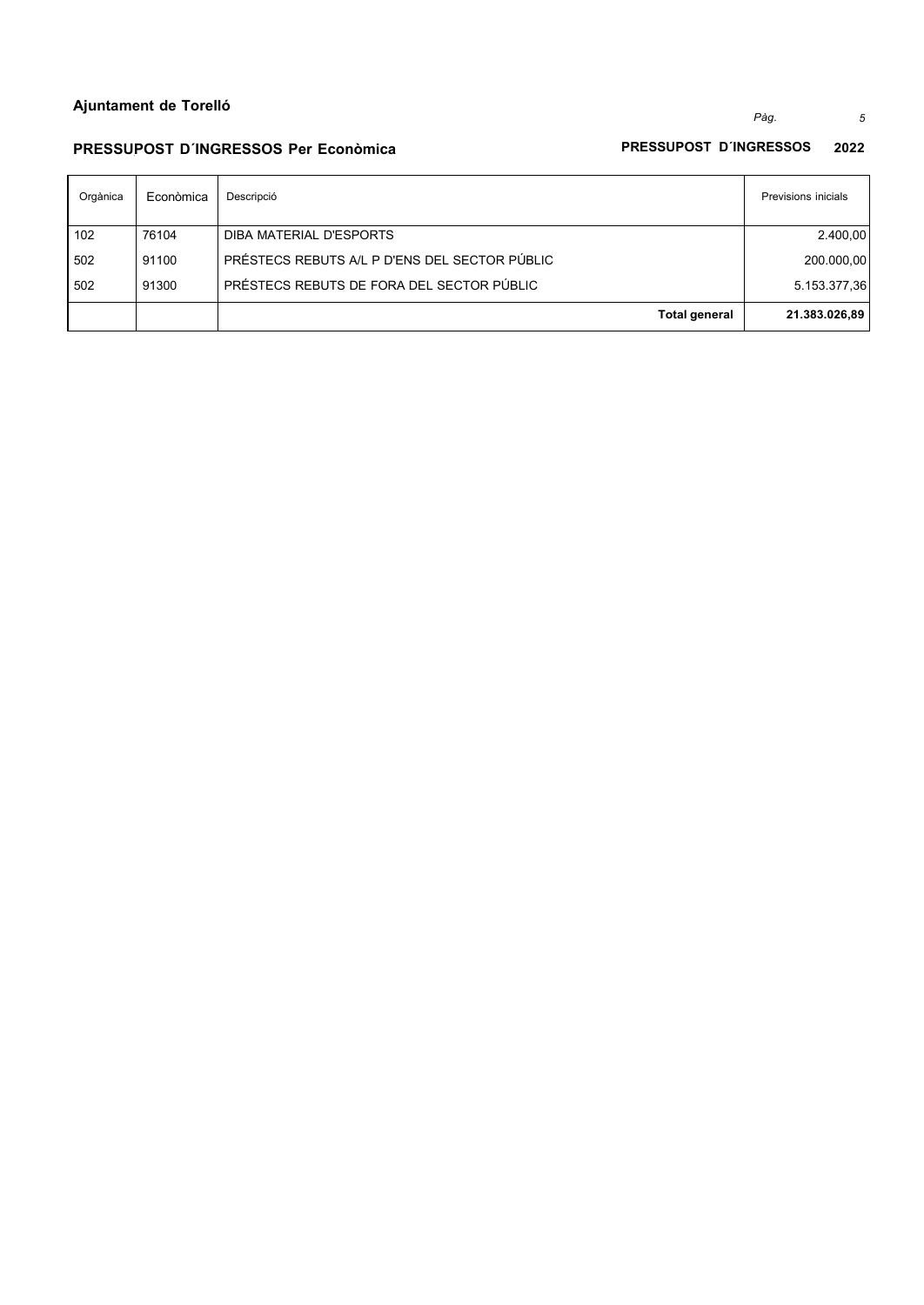**Ajuntament de Torelló**

**PRESSUPOST D´INGRESSOS Per Econòmica**

**PRESSUPOST D´INGRESSOS 2022**

| Orgànica | Econòmica | Descripció | Previsions inicials |
|---|---|---|---|
| 102 | 76104 | DIBA MATERIAL D'ESPORTS | 2.400,00 |
| 502 | 91100 | PRÉSTECS REBUTS A/L P D'ENS DEL SECTOR PÚBLIC | 200.000,00 |
| 502 | 91300 | PRÉSTECS REBUTS DE FORA DEL SECTOR PÚBLIC | 5.153.377,36 |
| | | **Total general** | **21.383.026,89** |